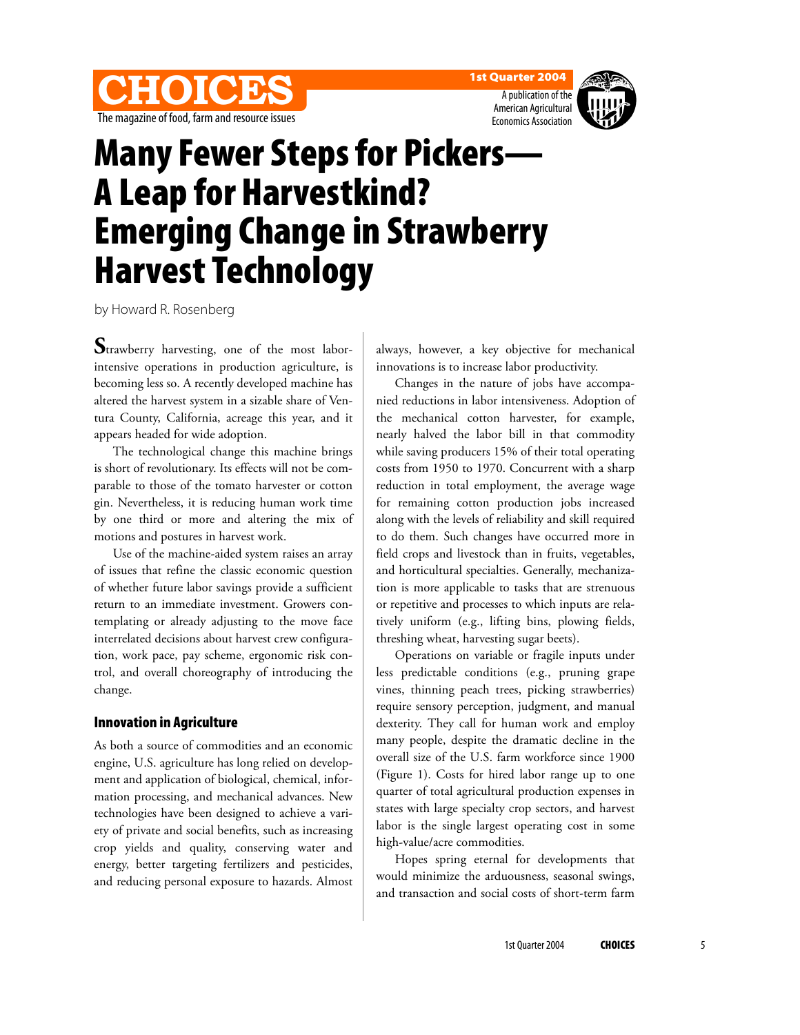# Many Fewer Steps for Pickers— A Leap for Harvestkind? Emerging Change in Strawberry Harvest Technology

by Howard R. Rosenberg

Strawberry harvesting, one of the most labor-intensive operations in production agriculture, is becoming less so. A recently developed machine has altered the harvest system in a sizable share of Ventura County, California, acreage this year, and it appears headed for wide adoption.

The technological change this machine brings is short of revolutionary. Its effects will not be comparable to those of the tomato harvester or cotton gin. Nevertheless, it is reducing human work time by one third or more and altering the mix of motions and postures in harvest work.

Use of the machine-aided system raises an array of issues that refine the classic economic question of whether future labor savings provide a sufficient return to an immediate investment. Growers contemplating or already adjusting to the move face interrelated decisions about harvest crew configuration, work pace, pay scheme, ergonomic risk control, and overall choreography of introducing the change.

## Innovation in Agriculture

As both a source of commodities and an economic engine, U.S. agriculture has long relied on development and application of biological, chemical, information processing, and mechanical advances. New technologies have been designed to achieve a variety of private and social benefits, such as increasing crop yields and quality, conserving water and energy, better targeting fertilizers and pesticides, and reducing personal exposure to hazards. Almost always, however, a key objective for mechanical innovations is to increase labor productivity.

Changes in the nature of jobs have accompanied reductions in labor intensiveness. Adoption of the mechanical cotton harvester, for example, nearly halved the labor bill in that commodity while saving producers 15% of their total operating costs from 1950 to 1970. Concurrent with a sharp reduction in total employment, the average wage for remaining cotton production jobs increased along with the levels of reliability and skill required to do them. Such changes have occurred more in field crops and livestock than in fruits, vegetables, and horticultural specialties. Generally, mechanization is more applicable to tasks that are strenuous or repetitive and processes to which inputs are relatively uniform (e.g., lifting bins, plowing fields, threshing wheat, harvesting sugar beets).

Operations on variable or fragile inputs under less predictable conditions (e.g., pruning grape vines, thinning peach trees, picking strawberries) require sensory perception, judgment, and manual dexterity. They call for human work and employ many people, despite the dramatic decline in the overall size of the U.S. farm workforce since 1900 (Figure 1). Costs for hired labor range up to one quarter of total agricultural production expenses in states with large specialty crop sectors, and harvest labor is the single largest operating cost in some high-value/acre commodities.

Hopes spring eternal for developments that would minimize the arduousness, seasonal swings, and transaction and social costs of short-term farm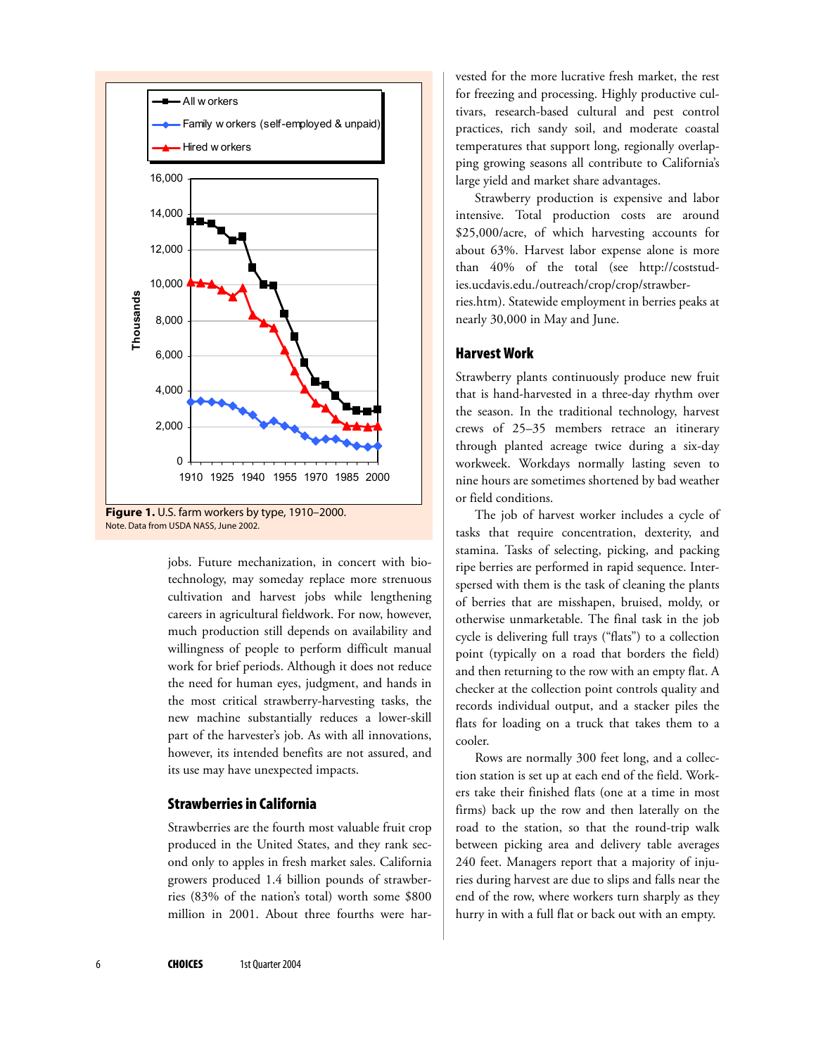All w orkers

Family w orkers (self-employed & unpaid)

Hired w orkers

16,000

14,000

12,000

10,000

8,000

6,000

4,000

2,000

0

Thousands

1910 1925 1940 1955 1970 1985 2000

**Figure 1.** U.S. farm workers by type, 1910–2000.
Note. Data from USDA NASS, June 2002.

jobs. Future mechanization, in concert with biotechnology, may someday replace more strenuous cultivation and harvest jobs while lengthening careers in agricultural fieldwork. For now, however, much production still depends on availability and willingness of people to perform difficult manual work for brief periods. Although it does not reduce the need for human eyes, judgment, and hands in the most critical strawberry-harvesting tasks, the new machine substantially reduces a lower-skill part of the harvester's job. As with all innovations, however, its intended benefits are not assured, and its use may have unexpected impacts.

## Strawberries in California

Strawberries are the fourth most valuable fruit crop produced in the United States, and they rank second only to apples in fresh market sales. California growers produced 1.4 billion pounds of strawberries (83% of the nation's total) worth some $800 million in 2001. About three fourths were harvested for the more lucrative fresh market, the rest for freezing and processing. Highly productive cultivars, research-based cultural and pest control practices, rich sandy soil, and moderate coastal temperatures that support long, regionally overlapping growing seasons all contribute to California's large yield and market share advantages.

Strawberry production is expensive and labor intensive. Total production costs are around $25,000/acre, of which harvesting accounts for about 63%. Harvest labor expense alone is more than 40% of the total (see http://coststudies.ucdavis.edu./outreach/crop/crop/strawberries.htm). Statewide employment in berries peaks at nearly 30,000 in May and June.

## Harvest Work

Strawberry plants continuously produce new fruit that is hand-harvested in a three-day rhythm over the season. In the traditional technology, harvest crews of 25–35 members retrace an itinerary through planted acreage twice during a six-day workweek. Workdays normally lasting seven to nine hours are sometimes shortened by bad weather or field conditions.

The job of harvest worker includes a cycle of tasks that require concentration, dexterity, and stamina. Tasks of selecting, picking, and packing ripe berries are performed in rapid sequence. Interspersed with them is the task of cleaning the plants of berries that are misshapen, bruised, moldy, or otherwise unmarketable. The final task in the job cycle is delivering full trays ("flats") to a collection point (typically on a road that borders the field) and then returning to the row with an empty flat. A checker at the collection point controls quality and records individual output, and a stacker piles the flats for loading on a truck that takes them to a cooler.

Rows are normally 300 feet long, and a collection station is set up at each end of the field. Workers take their finished flats (one at a time in most firms) back up the row and then laterally on the road to the station, so that the round-trip walk between picking area and delivery table averages 240 feet. Managers report that a majority of injuries during harvest are due to slips and falls near the end of the row, where workers turn sharply as they hurry in with a full flat or back out with an empty.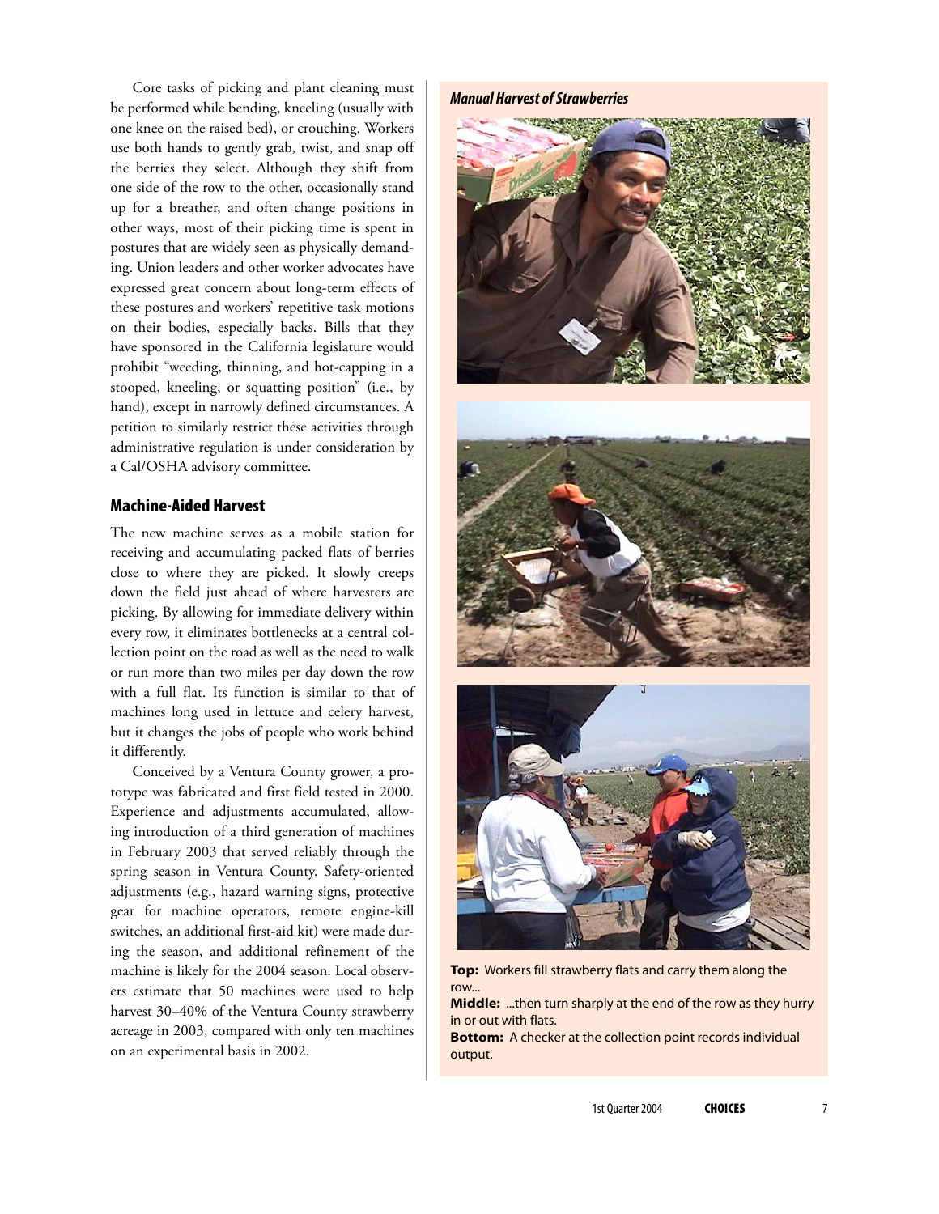Core tasks of picking and plant cleaning must be performed while bending, kneeling (usually with one knee on the raised bed), or crouching. Workers use both hands to gently grab, twist, and snap off the berries they select. Although they shift from one side of the row to the other, occasionally stand up for a breather, and often change positions in other ways, most of their picking time is spent in postures that are widely seen as physically demanding. Union leaders and other worker advocates have expressed great concern about long-term effects of these postures and workers' repetitive task motions on their bodies, especially backs. Bills that they have sponsored in the California legislature would prohibit "weeding, thinning, and hot-capping in a stooped, kneeling, or squatting position" (i.e., by hand), except in narrowly defined circumstances. A petition to similarly restrict these activities through administrative regulation is under consideration by a Cal/OSHA advisory committee.

## Machine-Aided Harvest

The new machine serves as a mobile station for receiving and accumulating packed flats of berries close to where they are picked. It slowly creeps down the field just ahead of where harvesters are picking. By allowing for immediate delivery within every row, it eliminates bottlenecks at a central collection point on the road as well as the need to walk or run more than two miles per day down the row with a full flat. Its function is similar to that of machines long used in lettuce and celery harvest, but it changes the jobs of people who work behind it differently.

Conceived by a Ventura County grower, a prototype was fabricated and first field tested in 2000. Experience and adjustments accumulated, allowing introduction of a third generation of machines in February 2003 that served reliably through the spring season in Ventura County. Safety-oriented adjustments (e.g., hazard warning signs, protective gear for machine operators, remote engine-kill switches, an additional first-aid kit) were made during the season, and additional refinement of the machine is likely for the 2004 season. Local observers estimate that 50 machines were used to help harvest 30–40% of the Ventura County strawberry acreage in 2003, compared with only ten machines on an experimental basis in 2002.

***Manual Harvest of Strawberries***

**Top:** Workers fill strawberry flats and carry them along the row...
**Middle:** ...then turn sharply at the end of the row as they hurry in or out with flats.
**Bottom:** A checker at the collection point records individual output.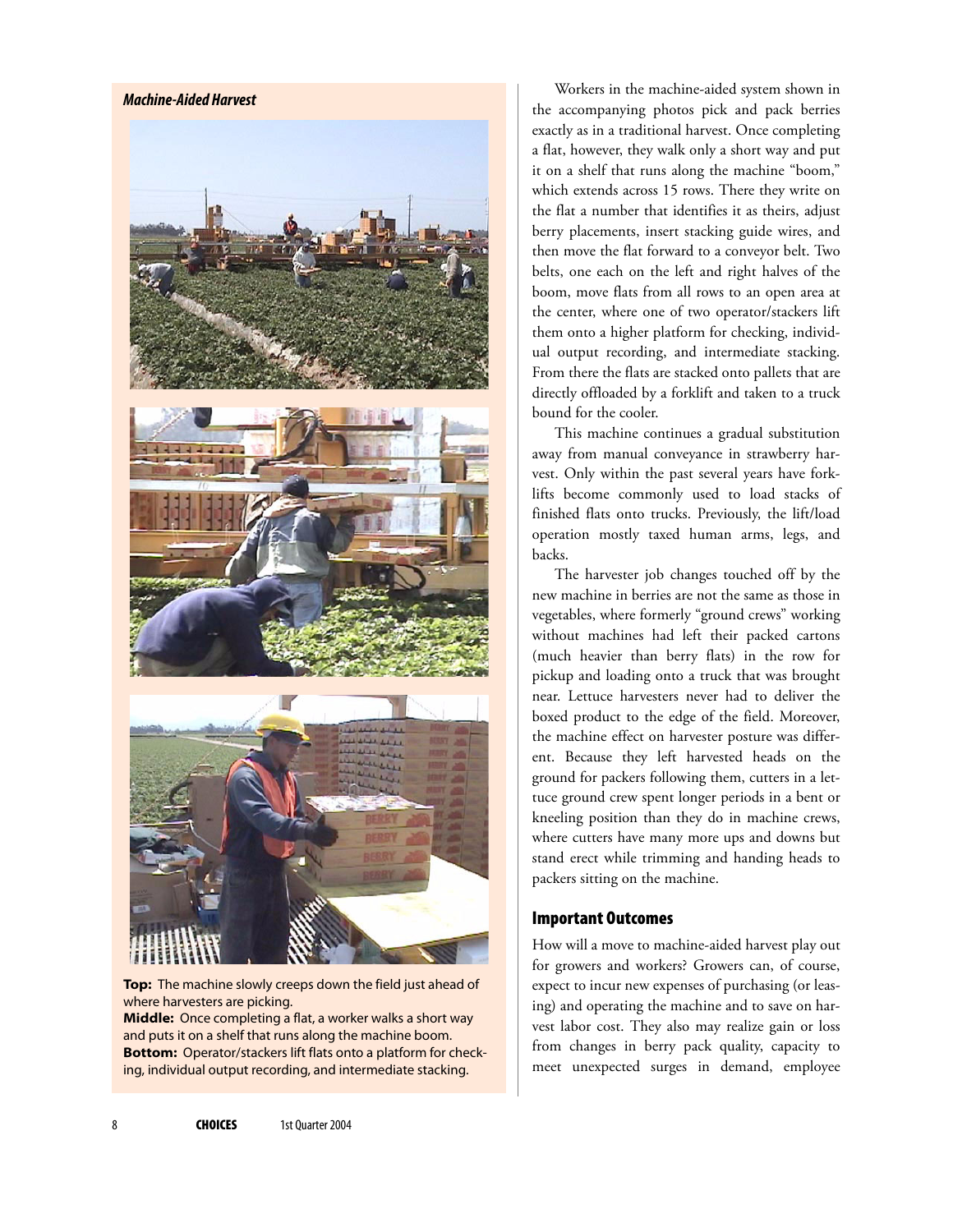*Machine-Aided Harvest*

**Top:** The machine slowly creeps down the field just ahead of where harvesters are picking.
**Middle:** Once completing a flat, a worker walks a short way and puts it on a shelf that runs along the machine boom.
**Bottom:** Operator/stackers lift flats onto a platform for checking, individual output recording, and intermediate stacking.

Workers in the machine-aided system shown in the accompanying photos pick and pack berries exactly as in a traditional harvest. Once completing a flat, however, they walk only a short way and put it on a shelf that runs along the machine "boom," which extends across 15 rows. There they write on the flat a number that identifies it as theirs, adjust berry placements, insert stacking guide wires, and then move the flat forward to a conveyor belt. Two belts, one each on the left and right halves of the boom, move flats from all rows to an open area at the center, where one of two operator/stackers lift them onto a higher platform for checking, individual output recording, and intermediate stacking. From there the flats are stacked onto pallets that are directly offloaded by a forklift and taken to a truck bound for the cooler.

This machine continues a gradual substitution away from manual conveyance in strawberry harvest. Only within the past several years have forklifts become commonly used to load stacks of finished flats onto trucks. Previously, the lift/load operation mostly taxed human arms, legs, and backs.

The harvester job changes touched off by the new machine in berries are not the same as those in vegetables, where formerly "ground crews" working without machines had left their packed cartons (much heavier than berry flats) in the row for pickup and loading onto a truck that was brought near. Lettuce harvesters never had to deliver the boxed product to the edge of the field. Moreover, the machine effect on harvester posture was different. Because they left harvested heads on the ground for packers following them, cutters in a lettuce ground crew spent longer periods in a bent or kneeling position than they do in machine crews, where cutters have many more ups and downs but stand erect while trimming and handing heads to packers sitting on the machine.

## Important Outcomes

How will a move to machine-aided harvest play out for growers and workers? Growers can, of course, expect to incur new expenses of purchasing (or leasing) and operating the machine and to save on harvest labor cost. They also may realize gain or loss from changes in berry pack quality, capacity to meet unexpected surges in demand, employee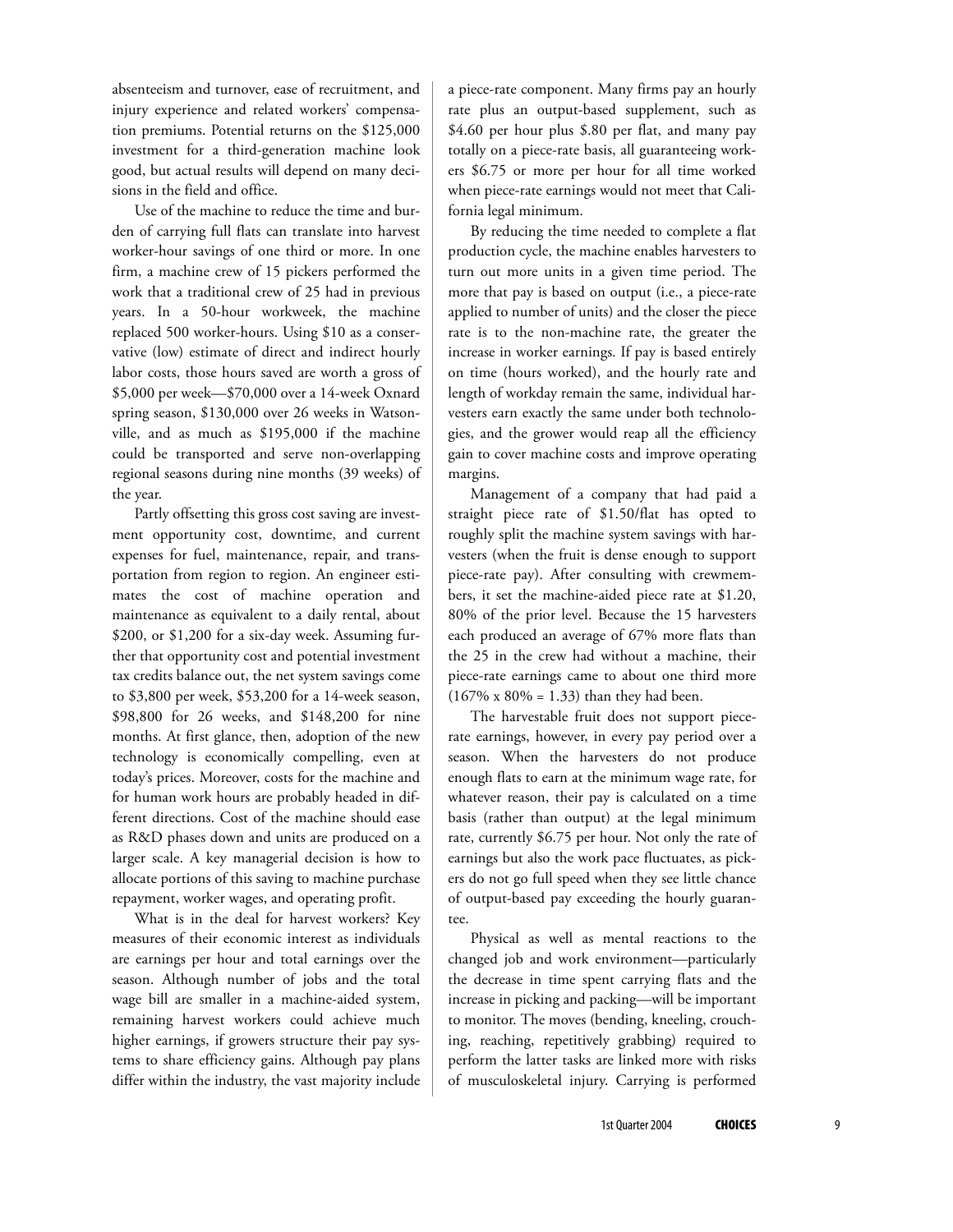absenteeism and turnover, ease of recruitment, and injury experience and related workers' compensation premiums. Potential returns on the $125,000 investment for a third-generation machine look good, but actual results will depend on many decisions in the field and office.

Use of the machine to reduce the time and burden of carrying full flats can translate into harvest worker-hour savings of one third or more. In one firm, a machine crew of 15 pickers performed the work that a traditional crew of 25 had in previous years. In a 50-hour workweek, the machine replaced 500 worker-hours. Using $10 as a conservative (low) estimate of direct and indirect hourly labor costs, those hours saved are worth a gross of $5,000 per week—$70,000 over a 14-week Oxnard spring season, $130,000 over 26 weeks in Watsonville, and as much as $195,000 if the machine could be transported and serve non-overlapping regional seasons during nine months (39 weeks) of the year.

Partly offsetting this gross cost saving are investment opportunity cost, downtime, and current expenses for fuel, maintenance, repair, and transportation from region to region. An engineer estimates the cost of machine operation and maintenance as equivalent to a daily rental, about $200, or $1,200 for a six-day week. Assuming further that opportunity cost and potential investment tax credits balance out, the net system savings come to $3,800 per week, $53,200 for a 14-week season, $98,800 for 26 weeks, and $148,200 for nine months. At first glance, then, adoption of the new technology is economically compelling, even at today's prices. Moreover, costs for the machine and for human work hours are probably headed in different directions. Cost of the machine should ease as R&D phases down and units are produced on a larger scale. A key managerial decision is how to allocate portions of this saving to machine purchase repayment, worker wages, and operating profit.

What is in the deal for harvest workers? Key measures of their economic interest as individuals are earnings per hour and total earnings over the season. Although number of jobs and the total wage bill are smaller in a machine-aided system, remaining harvest workers could achieve much higher earnings, if growers structure their pay systems to share efficiency gains. Although pay plans differ within the industry, the vast majority include a piece-rate component. Many firms pay an hourly rate plus an output-based supplement, such as $4.60 per hour plus $.80 per flat, and many pay totally on a piece-rate basis, all guaranteeing workers $6.75 or more per hour for all time worked when piece-rate earnings would not meet that California legal minimum.

By reducing the time needed to complete a flat production cycle, the machine enables harvesters to turn out more units in a given time period. The more that pay is based on output (i.e., a piece-rate applied to number of units) and the closer the piece rate is to the non-machine rate, the greater the increase in worker earnings. If pay is based entirely on time (hours worked), and the hourly rate and length of workday remain the same, individual harvesters earn exactly the same under both technologies, and the grower would reap all the efficiency gain to cover machine costs and improve operating margins.

Management of a company that had paid a straight piece rate of $1.50/flat has opted to roughly split the machine system savings with harvesters (when the fruit is dense enough to support piece-rate pay). After consulting with crewmembers, it set the machine-aided piece rate at $1.20, 80% of the prior level. Because the 15 harvesters each produced an average of 67% more flats than the 25 in the crew had without a machine, their piece-rate earnings came to about one third more (167% x 80% = 1.33) than they had been.

The harvestable fruit does not support piece-rate earnings, however, in every pay period over a season. When the harvesters do not produce enough flats to earn at the minimum wage rate, for whatever reason, their pay is calculated on a time basis (rather than output) at the legal minimum rate, currently $6.75 per hour. Not only the rate of earnings but also the work pace fluctuates, as pickers do not go full speed when they see little chance of output-based pay exceeding the hourly guarantee.

Physical as well as mental reactions to the changed job and work environment—particularly the decrease in time spent carrying flats and the increase in picking and packing—will be important to monitor. The moves (bending, kneeling, crouching, reaching, repetitively grabbing) required to perform the latter tasks are linked more with risks of musculoskeletal injury. Carrying is performed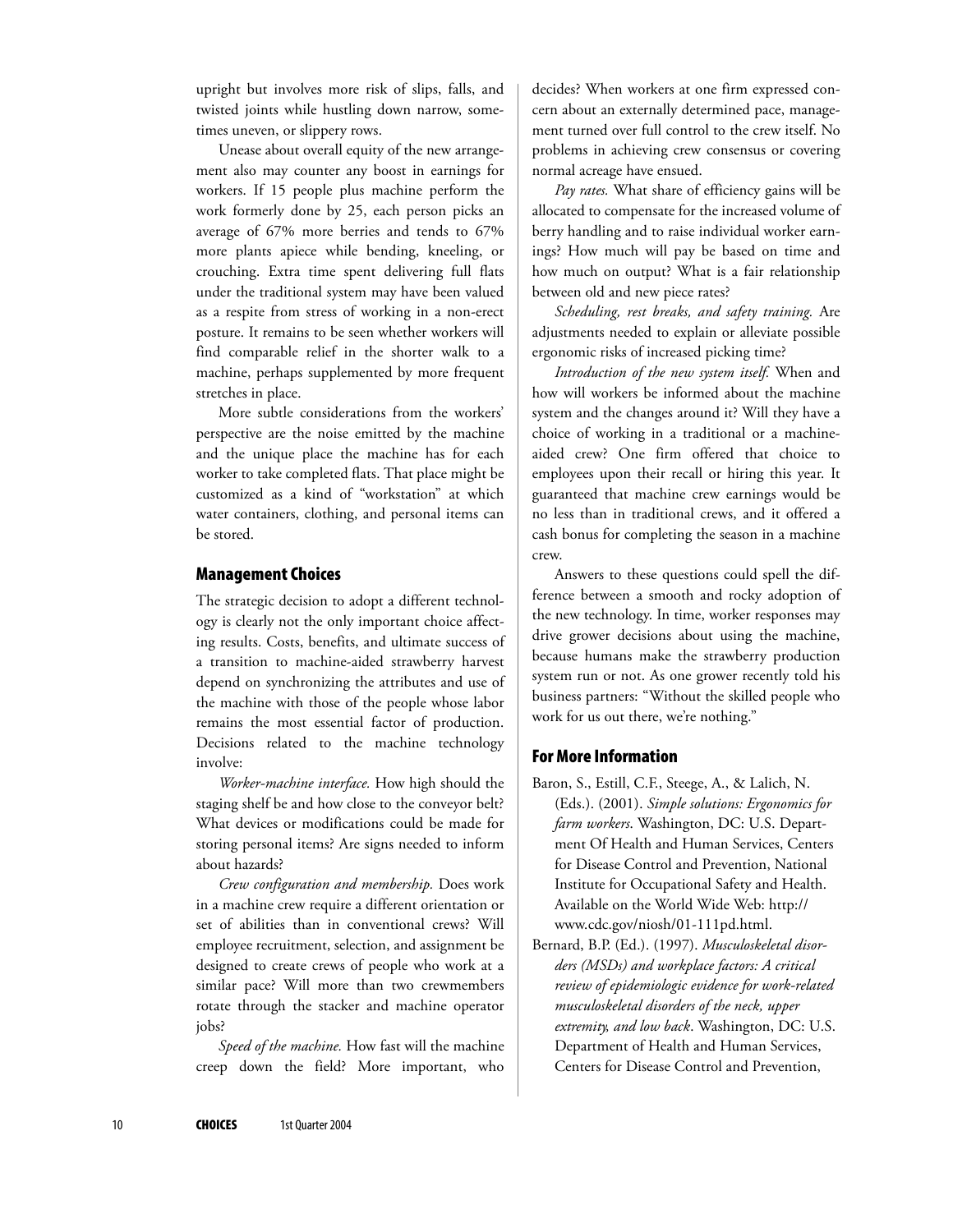upright but involves more risk of slips, falls, and twisted joints while hustling down narrow, sometimes uneven, or slippery rows.

Unease about overall equity of the new arrangement also may counter any boost in earnings for workers. If 15 people plus machine perform the work formerly done by 25, each person picks an average of 67% more berries and tends to 67% more plants apiece while bending, kneeling, or crouching. Extra time spent delivering full flats under the traditional system may have been valued as a respite from stress of working in a non-erect posture. It remains to be seen whether workers will find comparable relief in the shorter walk to a machine, perhaps supplemented by more frequent stretches in place.

More subtle considerations from the workers' perspective are the noise emitted by the machine and the unique place the machine has for each worker to take completed flats. That place might be customized as a kind of "workstation" at which water containers, clothing, and personal items can be stored.

## Management Choices

The strategic decision to adopt a different technology is clearly not the only important choice affecting results. Costs, benefits, and ultimate success of a transition to machine-aided strawberry harvest depend on synchronizing the attributes and use of the machine with those of the people whose labor remains the most essential factor of production. Decisions related to the machine technology involve:

*Worker-machine interface.* How high should the staging shelf be and how close to the conveyor belt? What devices or modifications could be made for storing personal items? Are signs needed to inform about hazards?

*Crew configuration and membership.* Does work in a machine crew require a different orientation or set of abilities than in conventional crews? Will employee recruitment, selection, and assignment be designed to create crews of people who work at a similar pace? Will more than two crewmembers rotate through the stacker and machine operator jobs?

*Speed of the machine.* How fast will the machine creep down the field? More important, who decides? When workers at one firm expressed concern about an externally determined pace, management turned over full control to the crew itself. No problems in achieving crew consensus or covering normal acreage have ensued.

*Pay rates.* What share of efficiency gains will be allocated to compensate for the increased volume of berry handling and to raise individual worker earnings? How much will pay be based on time and how much on output? What is a fair relationship between old and new piece rates?

*Scheduling, rest breaks, and safety training.* Are adjustments needed to explain or alleviate possible ergonomic risks of increased picking time?

*Introduction of the new system itself.* When and how will workers be informed about the machine system and the changes around it? Will they have a choice of working in a traditional or a machine-aided crew? One firm offered that choice to employees upon their recall or hiring this year. It guaranteed that machine crew earnings would be no less than in traditional crews, and it offered a cash bonus for completing the season in a machine crew.

Answers to these questions could spell the difference between a smooth and rocky adoption of the new technology. In time, worker responses may drive grower decisions about using the machine, because humans make the strawberry production system run or not. As one grower recently told his business partners: "Without the skilled people who work for us out there, we're nothing."

## For More Information

Baron, S., Estill, C.F., Steege, A., & Lalich, N. (Eds.). (2001). *Simple solutions: Ergonomics for farm workers*. Washington, DC: U.S. Department Of Health and Human Services, Centers for Disease Control and Prevention, National Institute for Occupational Safety and Health. Available on the World Wide Web: http://www.cdc.gov/niosh/01-111pd.html.

Bernard, B.P. (Ed.). (1997). *Musculoskeletal disorders (MSDs) and workplace factors: A critical review of epidemiologic evidence for work-related musculoskeletal disorders of the neck, upper extremity, and low back*. Washington, DC: U.S. Department of Health and Human Services, Centers for Disease Control and Prevention,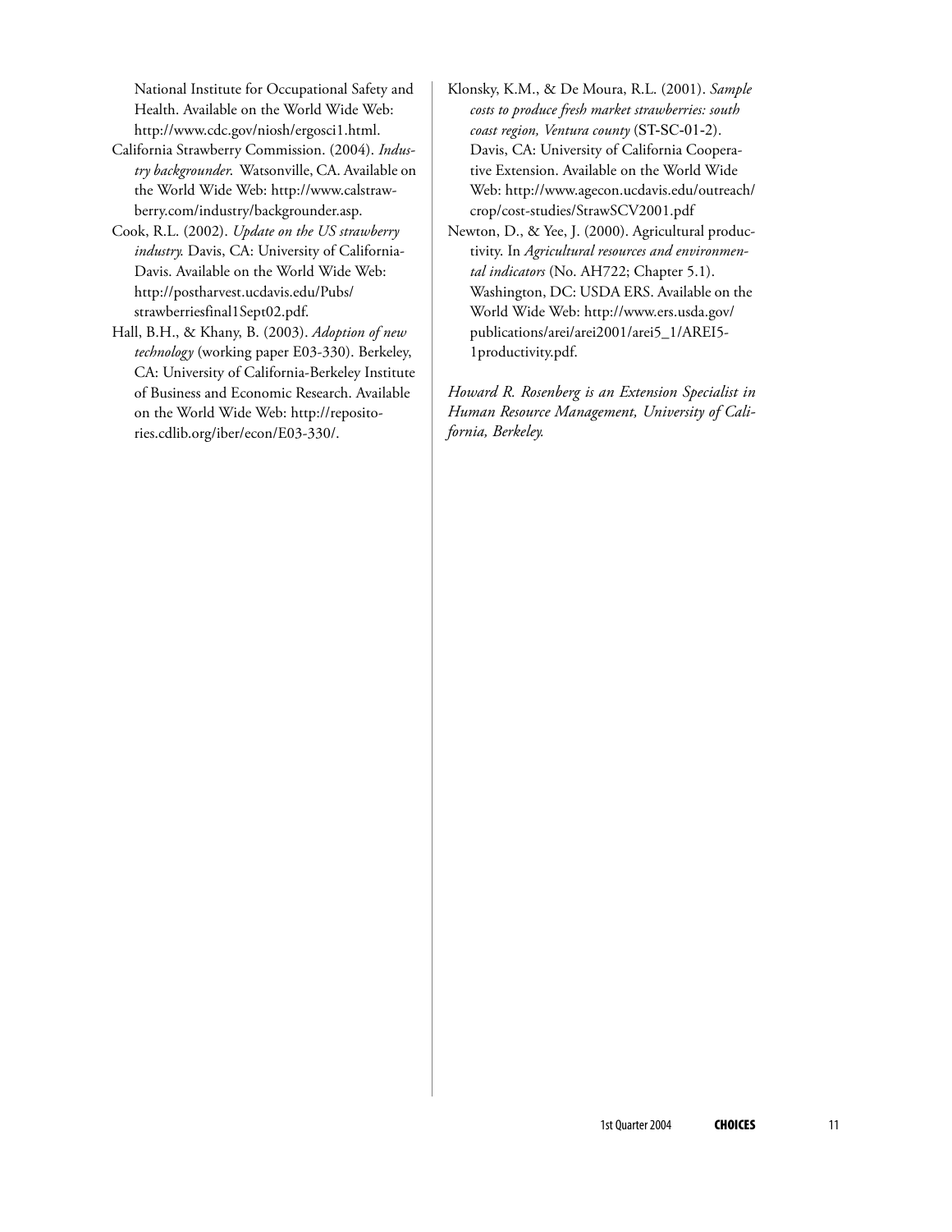National Institute for Occupational Safety and Health. Available on the World Wide Web: http://www.cdc.gov/niosh/ergosci1.html.

California Strawberry Commission. (2004). *Industry backgrounder*. Watsonville, CA. Available on the World Wide Web: http://www.calstrawberry.com/industry/backgrounder.asp.

Cook, R.L. (2002). *Update on the US strawberry industry.* Davis, CA: University of California-Davis. Available on the World Wide Web: http://postharvest.ucdavis.edu/Pubs/strawberriesfinal1Sept02.pdf.

Hall, B.H., & Khany, B. (2003). *Adoption of new technology* (working paper E03-330). Berkeley, CA: University of California-Berkeley Institute of Business and Economic Research. Available on the World Wide Web: http://repositories.cdlib.org/iber/econ/E03-330/.

Klonsky, K.M., & De Moura, R.L. (2001). *Sample costs to produce fresh market strawberries: south coast region, Ventura county* (ST-SC-01-2). Davis, CA: University of California Cooperative Extension. Available on the World Wide Web: http://www.agecon.ucdavis.edu/outreach/crop/cost-studies/StrawSCV2001.pdf

Newton, D., & Yee, J. (2000). Agricultural productivity. In *Agricultural resources and environmental indicators* (No. AH722; Chapter 5.1). Washington, DC: USDA ERS. Available on the World Wide Web: http://www.ers.usda.gov/publications/arei/arei2001/arei5_1/AREI5-1productivity.pdf.

*Howard R. Rosenberg is an Extension Specialist in Human Resource Management, University of California, Berkeley.*